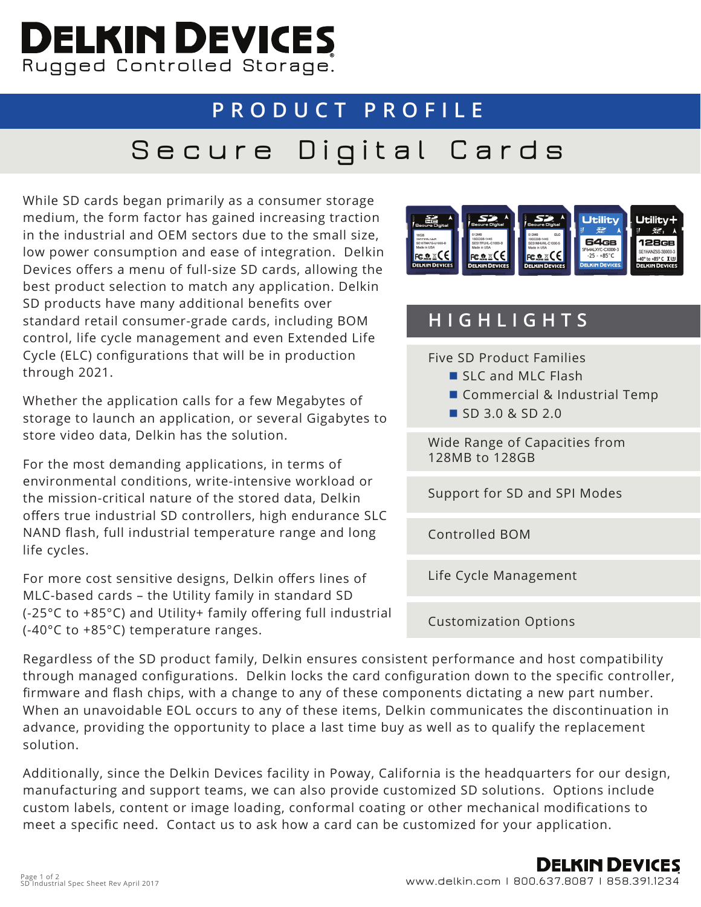# DELKIN DEVICES

Rugged Controlled Storage.

## PRODUCT PROFILE

# Secure Digital Cards

While SD cards began primarily as a consumer storage medium, the form factor has gained increasing traction in the industrial and OEM sectors due to the small size, low power consumption and ease of integration. Delkin Devices offers a menu of full-size SD cards, allowing the best product selection to match any application. Delkin SD products have many additional benefits over standard retail consumer-grade cards, including BOM control, life cycle management and even Extended Life Cycle (ELC) configurations that will be in production through 2021.

Whether the application calls for a few Megabytes of storage to launch an application, or several Gigabytes to store video data, Delkin has the solution.

For the most demanding applications, in terms of environmental conditions, write-intensive workload or the mission-critical nature of the stored data, Delkin offers true industrial SD controllers, high endurance SLC NAND flash, full industrial temperature range and long life cycles.

For more cost sensitive designs, Delkin offers lines of MLC-based cards – the Utility family in standard SD (-25°C to +85°C) and Utility+ family offering full industrial (-40°C to +85°C) temperature ranges.

## HIGHLIGHTS

- Five SD Product Families
  - SLC and MLC Flash
  - Commercial & Industrial Temp
  - SD 3.0 & SD 2.0
- Wide Range of Capacities from 128MB to 128GB
- Support for SD and SPI Modes
- Controlled BOM
- Life Cycle Management
- Customization Options

Regardless of the SD product family, Delkin ensures consistent performance and host compatibility through managed configurations. Delkin locks the card configuration down to the specific controller, firmware and flash chips, with a change to any of these components dictating a new part number. When an unavoidable EOL occurs to any of these items, Delkin communicates the discontinuation in advance, providing the opportunity to place a last time buy as well as to qualify the replacement solution.

Additionally, since the Delkin Devices facility in Poway, California is the headquarters for our design, manufacturing and support teams, we can also provide customized SD solutions. Options include custom labels, content or image loading, conformal coating or other mechanical modifications to meet a specific need. Contact us to ask how a card can be customized for your application.

SD Industrial Spec Sheet Rev April 2017

DELKIN DEVICES
www.delkin.com | 800.637.8087 | 858.391.1234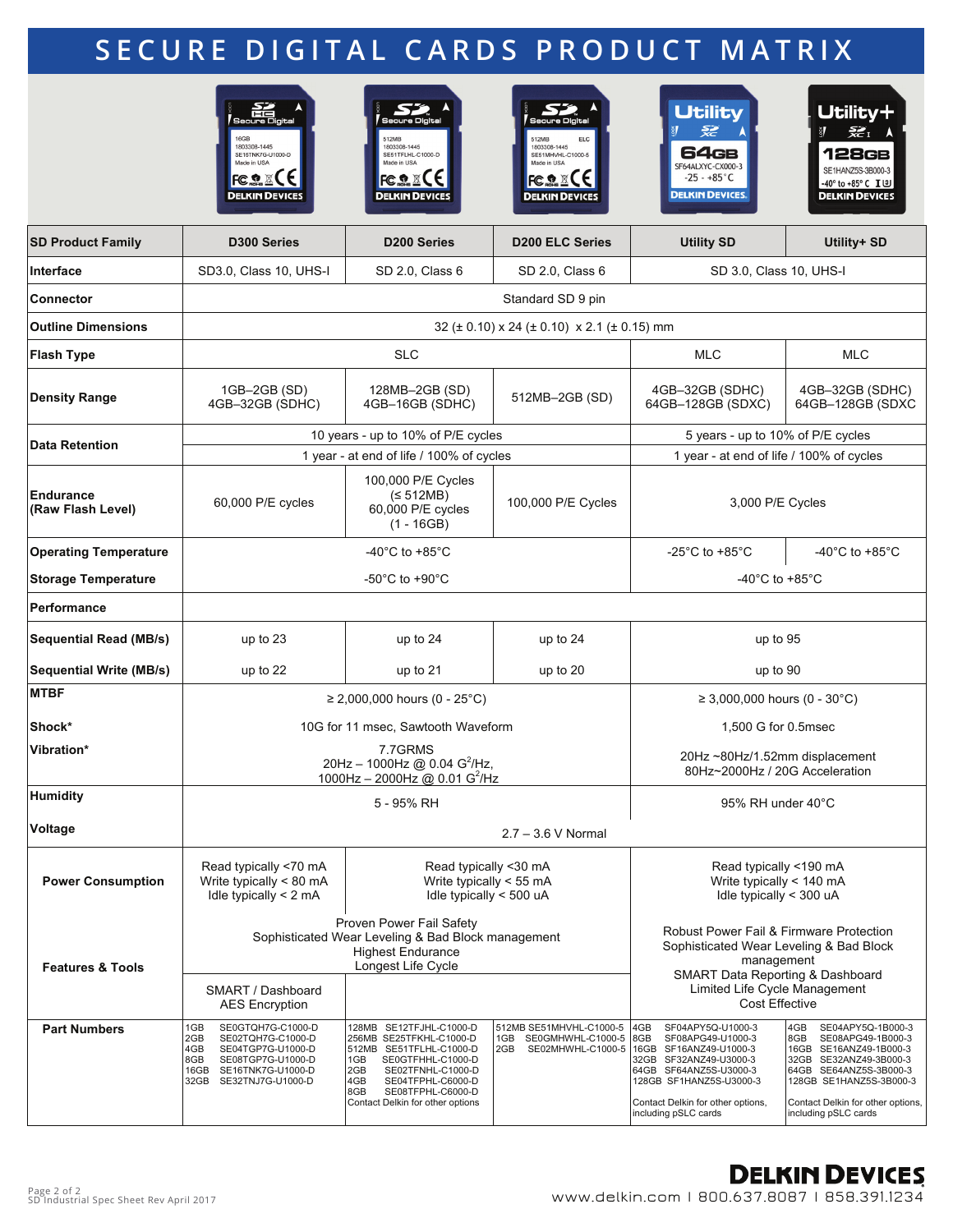# SECURE DIGITAL CARDS PRODUCT MATRIX

| SD Product Family | D300 Series | D200 Series | D200 ELC Series | Utility SD | Utility+ SD |
|---|---|---|---|---|---|
| Interface | SD3.0, Class 10, UHS-I | SD 2.0, Class 6 | SD 2.0, Class 6 | SD 3.0, Class 10, UHS-I | |
| Connector | Standard SD 9 pin | | | | |
| Outline Dimensions | 32 (± 0.10) x 24 (± 0.10) x 2.1 (± 0.15) mm | | | | |
| Flash Type | SLC | | | MLC | MLC |
| Density Range | 1GB–2GB (SD) 4GB–32GB (SDHC) | 128MB–2GB (SD) 4GB–16GB (SDHC) | 512MB–2GB (SD) | 4GB–32GB (SDHC) 64GB–128GB (SDXC) | 4GB–32GB (SDHC) 64GB–128GB (SDXC |
| Data Retention | 10 years - up to 10% of P/E cycles | | | 5 years - up to 10% of P/E cycles | |
| | 1 year - at end of life / 100% of cycles | | | 1 year - at end of life / 100% of cycles | |
| Endurance (Raw Flash Level) | 60,000 P/E cycles | 100,000 P/E Cycles (≤ 512MB) 60,000 P/E cycles (1 - 16GB) | 100,000 P/E Cycles | 3,000 P/E Cycles | |
| Operating Temperature | -40°C to +85°C | | | -25°C to +85°C | -40°C to +85°C |
| Storage Temperature | -50°C to +90°C | | | -40°C to +85°C | |
| Performance | | | | | |
| Sequential Read (MB/s) | up to 23 | up to 24 | up to 24 | up to 95 | |
| Sequential Write (MB/s) | up to 22 | up to 21 | up to 20 | up to 90 | |
| MTBF | ≥ 2,000,000 hours (0 - 25°C) | | | ≥ 3,000,000 hours (0 - 30°C) | |
| Shock* | 10G for 11 msec, Sawtooth Waveform | | | 1,500 G for 0.5msec | |
| Vibration* | 7.7GRMS 20Hz – 1000Hz @ 0.04 $G^2$/Hz, 1000Hz – 2000Hz @ 0.01 $G^2$/Hz | | | 20Hz ~80Hz/1.52mm displacement 80Hz~2000Hz / 20G Acceleration | |
| Humidity | 5 - 95% RH | | | 95% RH under 40°C | |
| Voltage | 2.7 – 3.6 V Normal | | | | |
| Power Consumption | Read typically <70 mA Write typically < 80 mA Idle typically < 2 mA | Read typically <30 mA Write typically < 55 mA Idle typically < 500 uA | | Read typically <190 mA Write typically < 140 mA Idle typically < 300 uA | |
| Features & Tools | Proven Power Fail Safety Sophisticated Wear Leveling & Bad Block management Highest Endurance Longest Life Cycle | | | Robust Power Fail & Firmware Protection Sophisticated Wear Leveling & Bad Block management SMART Data Reporting & Dashboard Limited Life Cycle Management Cost Effective | |
| | SMART / Dashboard AES Encryption | | | | |
| Part Numbers | 1GB SE0GTQH7G-C1000-D 2GB SE02TQH7G-C1000-D 4GB SE04TGP7G-U1000-D 8GB SE08TGP7G-U1000-D 16GB SE16TNK7G-U1000-D 32GB SE32TNJ7G-U1000-D | 128MB SE12TFJHL-C1000-D 256MB SE25TFKHL-C1000-D 512MB SE51TFLHL-C1000-D 1GB SE0GTFHHL-C1000-D 2GB SE02TFNHL-C1000-D 4GB SE04TFPHL-C6000-D 8GB SE08TFPHL-C6000-D Contact Delkin for other options | 512MB SE51MHVHL-C1000-5 1GB SE0GMHWHL-C1000-5 2GB SE02MHWHL-C1000-5 | 4GB SF04APY5Q-U1000-3 8GB SF08APG49-U1000-3 16GB SF16ANZ49-U1000-3 32GB SF32ANZ49-U3000-3 64GB SF64ANZ5S-U3000-3 128GB SF1HANZ5S-U3000-3 Contact Delkin for other options, including pSLC cards | 4GB SE04APY5Q-1B000-3 8GB SE08APG49-1B000-3 16GB SE16ANZ49-1B000-3 32GB SE32ANZ49-3B000-3 64GB SE64ANZ5S-3B000-3 128GB SE1HANZ5S-3B000-3 Contact Delkin for other options, including pSLC cards |

SD Industrial Spec Sheet Rev April 2017

DELKIN DEVICES
www.delkin.com | 800.637.8087 | 858.391.1234